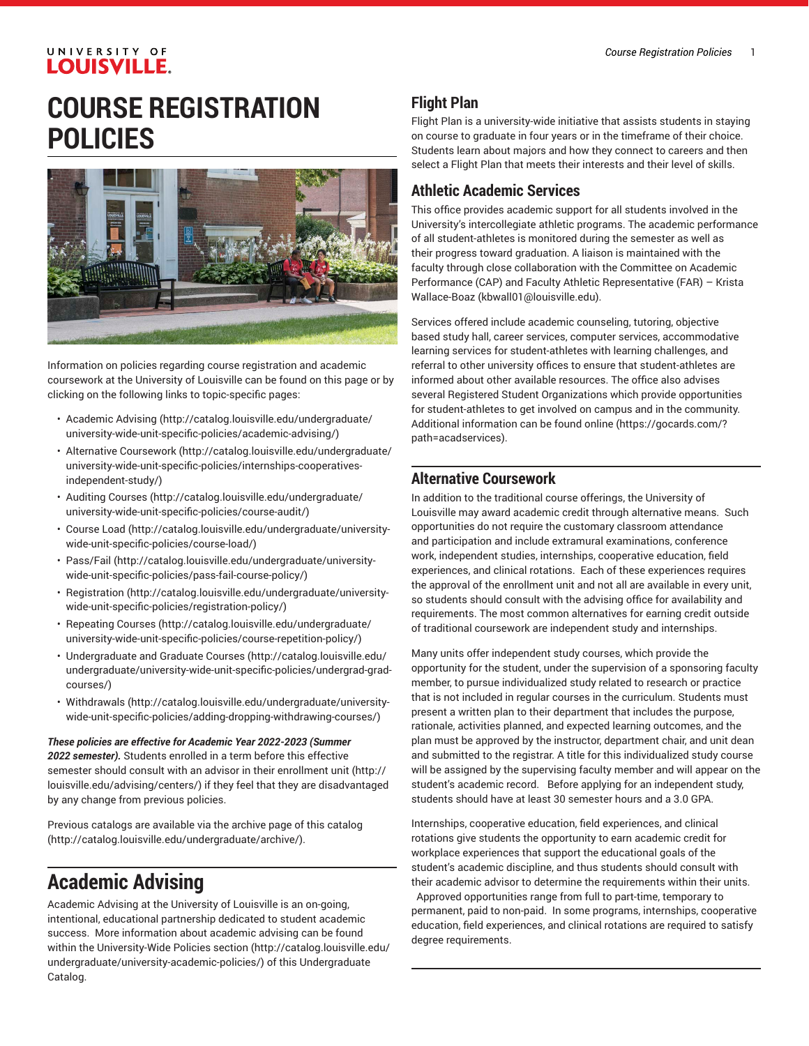# COURSE REGISTRATION POLICIES

Information on policies regarding course registration and academic coursework at the University of Louisville can be found on this page or by clicking on the following links to topic-specific pages:

- Academic Advising (http://catalog.louisville.edu/undergraduate/university-wide-unit-specific-policies/academic-advising/)
- Alternative Coursework (http://catalog.louisville.edu/undergraduate/university-wide-unit-specific-policies/internships-cooperatives-independent-study/)
- Auditing Courses (http://catalog.louisville.edu/undergraduate/university-wide-unit-specific-policies/course-audit/)
- Course Load (http://catalog.louisville.edu/undergraduate/university-wide-unit-specific-policies/course-load/)
- Pass/Fail (http://catalog.louisville.edu/undergraduate/university-wide-unit-specific-policies/pass-fail-course-policy/)
- Registration (http://catalog.louisville.edu/undergraduate/university-wide-unit-specific-policies/registration-policy/)
- Repeating Courses (http://catalog.louisville.edu/undergraduate/university-wide-unit-specific-policies/course-repetition-policy/)
- Undergraduate and Graduate Courses (http://catalog.louisville.edu/undergraduate/university-wide-unit-specific-policies/undergrad-grad-courses/)
- Withdrawals (http://catalog.louisville.edu/undergraduate/university-wide-unit-specific-policies/adding-dropping-withdrawing-courses/)

***These policies are effective for Academic Year 2022-2023 (Summer 2022 semester).*** Students enrolled in a term before this effective semester should consult with an advisor in their enrollment unit (http://louisville.edu/advising/centers/) if they feel that they are disadvantaged by any change from previous policies.

Previous catalogs are available via the archive page of this catalog (http://catalog.louisville.edu/undergraduate/archive/).

## Academic Advising

Academic Advising at the University of Louisville is an on-going, intentional, educational partnership dedicated to student academic success. More information about academic advising can be found within the University-Wide Policies section (http://catalog.louisville.edu/undergraduate/university-academic-policies/) of this Undergraduate Catalog.

### Flight Plan

Flight Plan is a university-wide initiative that assists students in staying on course to graduate in four years or in the timeframe of their choice. Students learn about majors and how they connect to careers and then select a Flight Plan that meets their interests and their level of skills.

### Athletic Academic Services

This office provides academic support for all students involved in the University's intercollegiate athletic programs. The academic performance of all student-athletes is monitored during the semester as well as their progress toward graduation. A liaison is maintained with the faculty through close collaboration with the Committee on Academic Performance (CAP) and Faculty Athletic Representative (FAR) – Krista Wallace-Boaz (kbwall01@louisville.edu).

Services offered include academic counseling, tutoring, objective based study hall, career services, computer services, accommodative learning services for student-athletes with learning challenges, and referral to other university offices to ensure that student-athletes are informed about other available resources. The office also advises several Registered Student Organizations which provide opportunities for student-athletes to get involved on campus and in the community. Additional information can be found online (https://gocards.com/?path=acadservices).

## Alternative Coursework

In addition to the traditional course offerings, the University of Louisville may award academic credit through alternative means. Such opportunities do not require the customary classroom attendance and participation and include extramural examinations, conference work, independent studies, internships, cooperative education, field experiences, and clinical rotations. Each of these experiences requires the approval of the enrollment unit and not all are available in every unit, so students should consult with the advising office for availability and requirements. The most common alternatives for earning credit outside of traditional coursework are independent study and internships.

Many units offer independent study courses, which provide the opportunity for the student, under the supervision of a sponsoring faculty member, to pursue individualized study related to research or practice that is not included in regular courses in the curriculum. Students must present a written plan to their department that includes the purpose, rationale, activities planned, and expected learning outcomes, and the plan must be approved by the instructor, department chair, and unit dean and submitted to the registrar. A title for this individualized study course will be assigned by the supervising faculty member and will appear on the student's academic record. Before applying for an independent study, students should have at least 30 semester hours and a 3.0 GPA.

Internships, cooperative education, field experiences, and clinical rotations give students the opportunity to earn academic credit for workplace experiences that support the educational goals of the student's academic discipline, and thus students should consult with their academic advisor to determine the requirements within their units. Approved opportunities range from full to part-time, temporary to permanent, paid to non-paid. In some programs, internships, cooperative education, field experiences, and clinical rotations are required to satisfy degree requirements.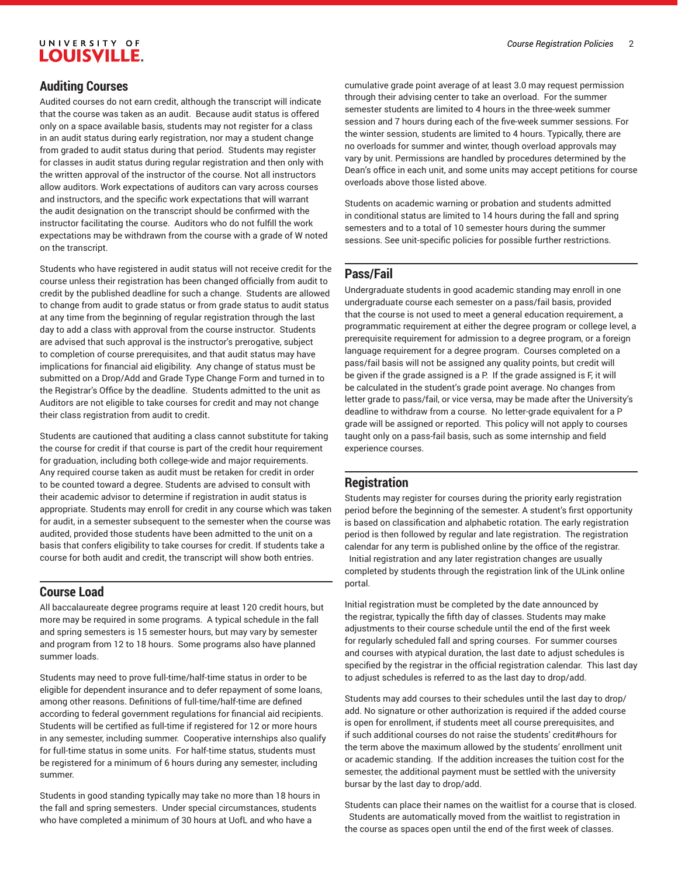## Auditing Courses

Audited courses do not earn credit, although the transcript will indicate that the course was taken as an audit. Because audit status is offered only on a space available basis, students may not register for a class in an audit status during early registration, nor may a student change from graded to audit status during that period. Students may register for classes in audit status during regular registration and then only with the written approval of the instructor of the course. Not all instructors allow auditors. Work expectations of auditors can vary across courses and instructors, and the specific work expectations that will warrant the audit designation on the transcript should be confirmed with the instructor facilitating the course. Auditors who do not fulfill the work expectations may be withdrawn from the course with a grade of W noted on the transcript.

Students who have registered in audit status will not receive credit for the course unless their registration has been changed officially from audit to credit by the published deadline for such a change. Students are allowed to change from audit to grade status or from grade status to audit status at any time from the beginning of regular registration through the last day to add a class with approval from the course instructor. Students are advised that such approval is the instructor's prerogative, subject to completion of course prerequisites, and that audit status may have implications for financial aid eligibility. Any change of status must be submitted on a Drop/Add and Grade Type Change Form and turned in to the Registrar's Office by the deadline. Students admitted to the unit as Auditors are not eligible to take courses for credit and may not change their class registration from audit to credit.

Students are cautioned that auditing a class cannot substitute for taking the course for credit if that course is part of the credit hour requirement for graduation, including both college-wide and major requirements. Any required course taken as audit must be retaken for credit in order to be counted toward a degree. Students are advised to consult with their academic advisor to determine if registration in audit status is appropriate. Students may enroll for credit in any course which was taken for audit, in a semester subsequent to the semester when the course was audited, provided those students have been admitted to the unit on a basis that confers eligibility to take courses for credit. If students take a course for both audit and credit, the transcript will show both entries.

## Course Load

All baccalaureate degree programs require at least 120 credit hours, but more may be required in some programs. A typical schedule in the fall and spring semesters is 15 semester hours, but may vary by semester and program from 12 to 18 hours. Some programs also have planned summer loads.

Students may need to prove full-time/half-time status in order to be eligible for dependent insurance and to defer repayment of some loans, among other reasons. Definitions of full-time/half-time are defined according to federal government regulations for financial aid recipients. Students will be certified as full-time if registered for 12 or more hours in any semester, including summer. Cooperative internships also qualify for full-time status in some units. For half-time status, students must be registered for a minimum of 6 hours during any semester, including summer.

Students in good standing typically may take no more than 18 hours in the fall and spring semesters. Under special circumstances, students who have completed a minimum of 30 hours at UofL and who have a cumulative grade point average of at least 3.0 may request permission through their advising center to take an overload. For the summer semester students are limited to 4 hours in the three-week summer session and 7 hours during each of the five-week summer sessions. For the winter session, students are limited to 4 hours. Typically, there are no overloads for summer and winter, though overload approvals may vary by unit. Permissions are handled by procedures determined by the Dean's office in each unit, and some units may accept petitions for course overloads above those listed above.

Students on academic warning or probation and students admitted in conditional status are limited to 14 hours during the fall and spring semesters and to a total of 10 semester hours during the summer sessions. See unit-specific policies for possible further restrictions.

## Pass/Fail

Undergraduate students in good academic standing may enroll in one undergraduate course each semester on a pass/fail basis, provided that the course is not used to meet a general education requirement, a programmatic requirement at either the degree program or college level, a prerequisite requirement for admission to a degree program, or a foreign language requirement for a degree program. Courses completed on a pass/fail basis will not be assigned any quality points, but credit will be given if the grade assigned is a P. If the grade assigned is F, it will be calculated in the student's grade point average. No changes from letter grade to pass/fail, or vice versa, may be made after the University's deadline to withdraw from a course. No letter-grade equivalent for a P grade will be assigned or reported. This policy will not apply to courses taught only on a pass-fail basis, such as some internship and field experience courses.

## Registration

Students may register for courses during the priority early registration period before the beginning of the semester. A student's first opportunity is based on classification and alphabetic rotation. The early registration period is then followed by regular and late registration. The registration calendar for any term is published online by the office of the registrar. Initial registration and any later registration changes are usually completed by students through the registration link of the ULink online portal.

Initial registration must be completed by the date announced by the registrar, typically the fifth day of classes. Students may make adjustments to their course schedule until the end of the first week for regularly scheduled fall and spring courses. For summer courses and courses with atypical duration, the last date to adjust schedules is specified by the registrar in the official registration calendar. This last day to adjust schedules is referred to as the last day to drop/add.

Students may add courses to their schedules until the last day to drop/add. No signature or other authorization is required if the added course is open for enrollment, if students meet all course prerequisites, and if such additional courses do not raise the students' credit#hours for the term above the maximum allowed by the students' enrollment unit or academic standing. If the addition increases the tuition cost for the semester, the additional payment must be settled with the university bursar by the last day to drop/add.

Students can place their names on the waitlist for a course that is closed. Students are automatically moved from the waitlist to registration in the course as spaces open until the end of the first week of classes.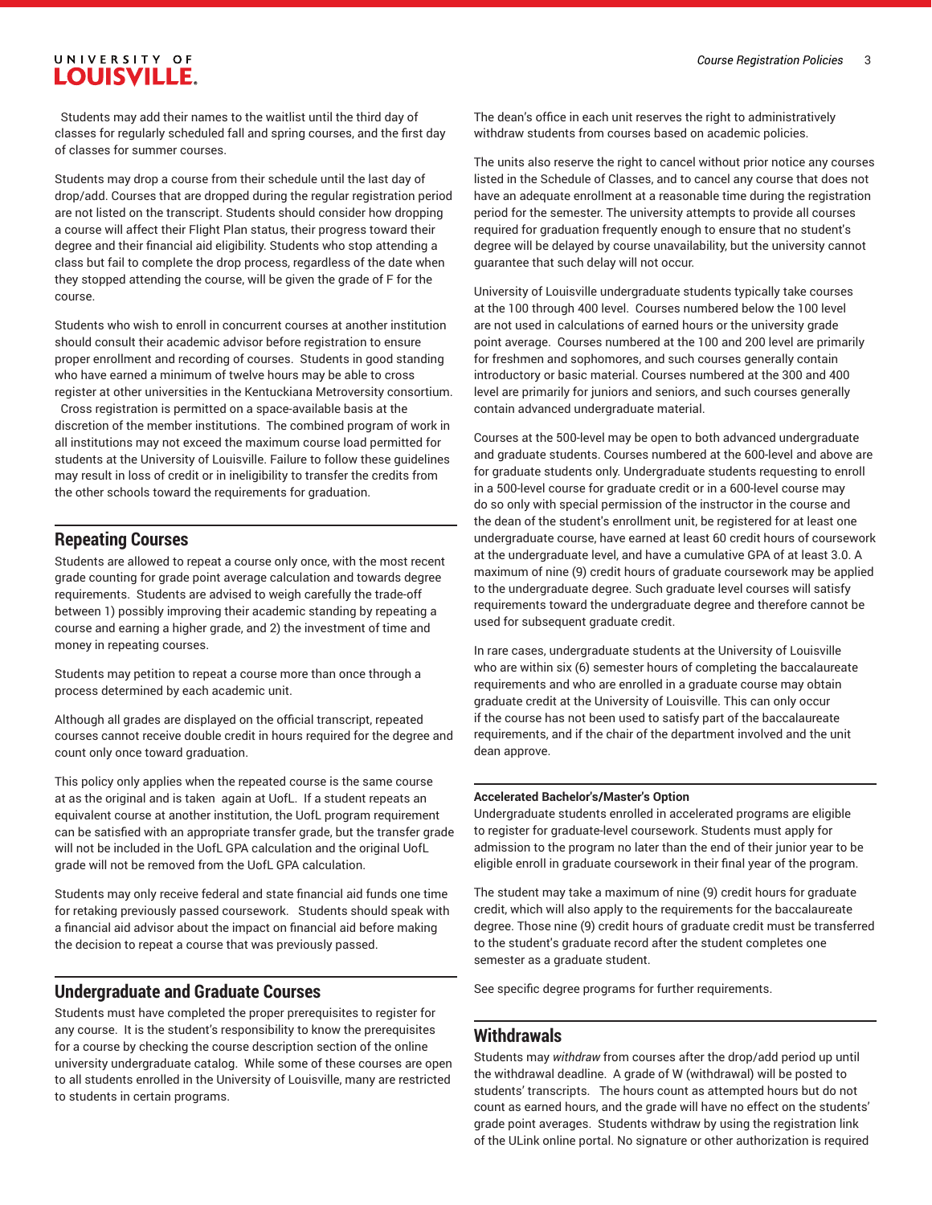Students may add their names to the waitlist until the third day of classes for regularly scheduled fall and spring courses, and the first day of classes for summer courses.

Students may drop a course from their schedule until the last day of drop/add. Courses that are dropped during the regular registration period are not listed on the transcript. Students should consider how dropping a course will affect their Flight Plan status, their progress toward their degree and their financial aid eligibility. Students who stop attending a class but fail to complete the drop process, regardless of the date when they stopped attending the course, will be given the grade of F for the course.

Students who wish to enroll in concurrent courses at another institution should consult their academic advisor before registration to ensure proper enrollment and recording of courses. Students in good standing who have earned a minimum of twelve hours may be able to cross register at other universities in the Kentuckiana Metroversity consortium. Cross registration is permitted on a space-available basis at the discretion of the member institutions. The combined program of work in all institutions may not exceed the maximum course load permitted for students at the University of Louisville. Failure to follow these guidelines may result in loss of credit or in ineligibility to transfer the credits from the other schools toward the requirements for graduation.

## Repeating Courses

Students are allowed to repeat a course only once, with the most recent grade counting for grade point average calculation and towards degree requirements. Students are advised to weigh carefully the trade-off between 1) possibly improving their academic standing by repeating a course and earning a higher grade, and 2) the investment of time and money in repeating courses.

Students may petition to repeat a course more than once through a process determined by each academic unit.

Although all grades are displayed on the official transcript, repeated courses cannot receive double credit in hours required for the degree and count only once toward graduation.

This policy only applies when the repeated course is the same course at as the original and is taken again at UofL. If a student repeats an equivalent course at another institution, the UofL program requirement can be satisfied with an appropriate transfer grade, but the transfer grade will not be included in the UofL GPA calculation and the original UofL grade will not be removed from the UofL GPA calculation.

Students may only receive federal and state financial aid funds one time for retaking previously passed coursework. Students should speak with a financial aid advisor about the impact on financial aid before making the decision to repeat a course that was previously passed.

## Undergraduate and Graduate Courses

Students must have completed the proper prerequisites to register for any course. It is the student's responsibility to know the prerequisites for a course by checking the course description section of the online university undergraduate catalog. While some of these courses are open to all students enrolled in the University of Louisville, many are restricted to students in certain programs.

The dean's office in each unit reserves the right to administratively withdraw students from courses based on academic policies.

The units also reserve the right to cancel without prior notice any courses listed in the Schedule of Classes, and to cancel any course that does not have an adequate enrollment at a reasonable time during the registration period for the semester. The university attempts to provide all courses required for graduation frequently enough to ensure that no student's degree will be delayed by course unavailability, but the university cannot guarantee that such delay will not occur.

University of Louisville undergraduate students typically take courses at the 100 through 400 level. Courses numbered below the 100 level are not used in calculations of earned hours or the university grade point average. Courses numbered at the 100 and 200 level are primarily for freshmen and sophomores, and such courses generally contain introductory or basic material. Courses numbered at the 300 and 400 level are primarily for juniors and seniors, and such courses generally contain advanced undergraduate material.

Courses at the 500-level may be open to both advanced undergraduate and graduate students. Courses numbered at the 600-level and above are for graduate students only. Undergraduate students requesting to enroll in a 500-level course for graduate credit or in a 600-level course may do so only with special permission of the instructor in the course and the dean of the student's enrollment unit, be registered for at least one undergraduate course, have earned at least 60 credit hours of coursework at the undergraduate level, and have a cumulative GPA of at least 3.0. A maximum of nine (9) credit hours of graduate coursework may be applied to the undergraduate degree. Such graduate level courses will satisfy requirements toward the undergraduate degree and therefore cannot be used for subsequent graduate credit.

In rare cases, undergraduate students at the University of Louisville who are within six (6) semester hours of completing the baccalaureate requirements and who are enrolled in a graduate course may obtain graduate credit at the University of Louisville. This can only occur if the course has not been used to satisfy part of the baccalaureate requirements, and if the chair of the department involved and the unit dean approve.

#### Accelerated Bachelor's/Master's Option

Undergraduate students enrolled in accelerated programs are eligible to register for graduate-level coursework. Students must apply for admission to the program no later than the end of their junior year to be eligible enroll in graduate coursework in their final year of the program.

The student may take a maximum of nine (9) credit hours for graduate credit, which will also apply to the requirements for the baccalaureate degree. Those nine (9) credit hours of graduate credit must be transferred to the student's graduate record after the student completes one semester as a graduate student.

See specific degree programs for further requirements.

## Withdrawals

Students may *withdraw* from courses after the drop/add period up until the withdrawal deadline. A grade of W (withdrawal) will be posted to students' transcripts. The hours count as attempted hours but do not count as earned hours, and the grade will have no effect on the students' grade point averages. Students withdraw by using the registration link of the ULink online portal. No signature or other authorization is required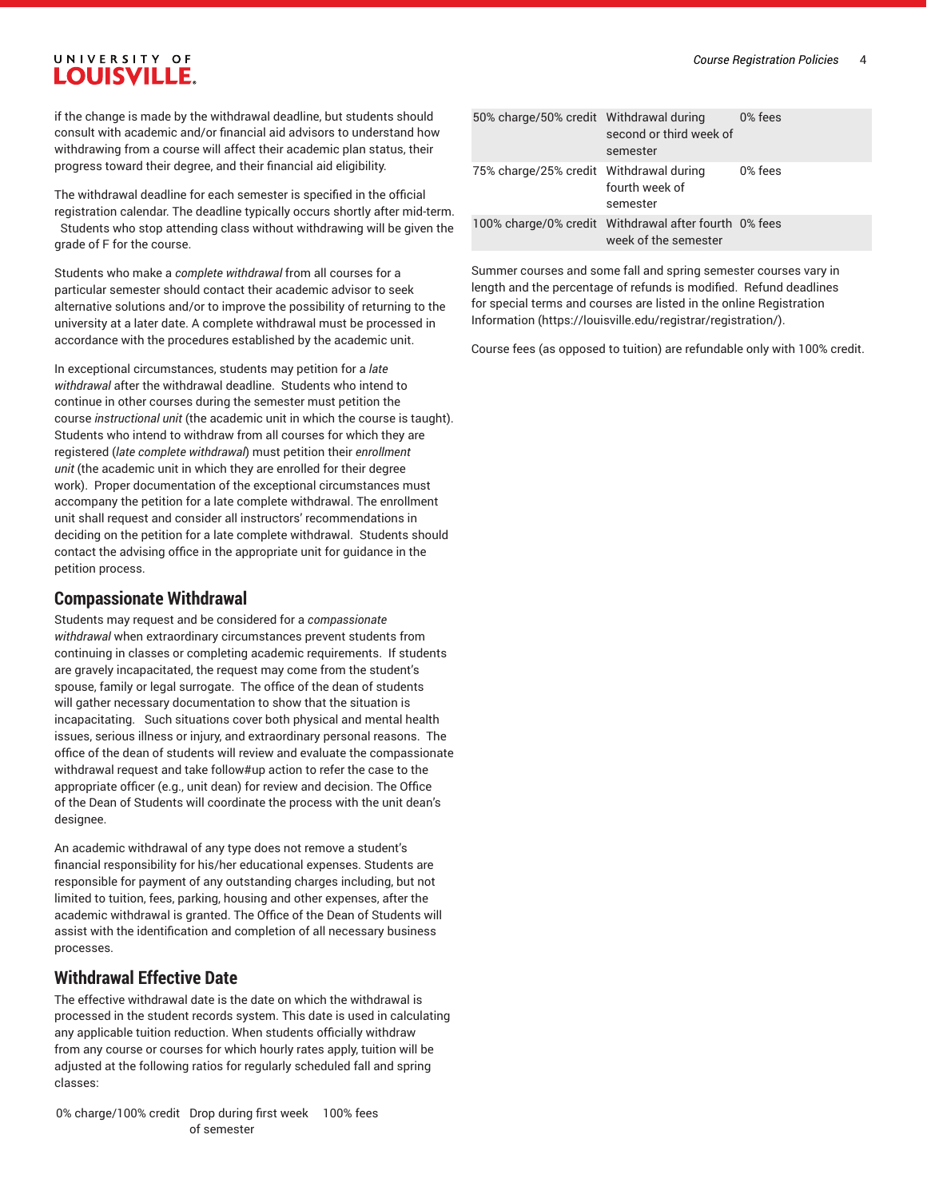if the change is made by the withdrawal deadline, but students should consult with academic and/or financial aid advisors to understand how withdrawing from a course will affect their academic plan status, their progress toward their degree, and their financial aid eligibility.

The withdrawal deadline for each semester is specified in the official registration calendar. The deadline typically occurs shortly after mid-term. Students who stop attending class without withdrawing will be given the grade of F for the course.

Students who make a *complete withdrawal* from all courses for a particular semester should contact their academic advisor to seek alternative solutions and/or to improve the possibility of returning to the university at a later date. A complete withdrawal must be processed in accordance with the procedures established by the academic unit.

In exceptional circumstances, students may petition for a *late withdrawal* after the withdrawal deadline. Students who intend to continue in other courses during the semester must petition the course *instructional unit* (the academic unit in which the course is taught). Students who intend to withdraw from all courses for which they are registered (*late complete withdrawal*) must petition their *enrollment unit* (the academic unit in which they are enrolled for their degree work). Proper documentation of the exceptional circumstances must accompany the petition for a late complete withdrawal. The enrollment unit shall request and consider all instructors' recommendations in deciding on the petition for a late complete withdrawal. Students should contact the advising office in the appropriate unit for guidance in the petition process.

## Compassionate Withdrawal

Students may request and be considered for a *compassionate withdrawal* when extraordinary circumstances prevent students from continuing in classes or completing academic requirements. If students are gravely incapacitated, the request may come from the student's spouse, family or legal surrogate. The office of the dean of students will gather necessary documentation to show that the situation is incapacitating. Such situations cover both physical and mental health issues, serious illness or injury, and extraordinary personal reasons. The office of the dean of students will review and evaluate the compassionate withdrawal request and take follow#up action to refer the case to the appropriate officer (e.g., unit dean) for review and decision. The Office of the Dean of Students will coordinate the process with the unit dean's designee.

An academic withdrawal of any type does not remove a student's financial responsibility for his/her educational expenses. Students are responsible for payment of any outstanding charges including, but not limited to tuition, fees, parking, housing and other expenses, after the academic withdrawal is granted. The Office of the Dean of Students will assist with the identification and completion of all necessary business processes.

## Withdrawal Effective Date

The effective withdrawal date is the date on which the withdrawal is processed in the student records system. This date is used in calculating any applicable tuition reduction. When students officially withdraw from any course or courses for which hourly rates apply, tuition will be adjusted at the following ratios for regularly scheduled fall and spring classes:

| | | |
|---|---|---|
| 0% charge/100% credit | Drop during first week of semester | 100% fees |
| 50% charge/50% credit | Withdrawal during second or third week of semester | 0% fees |
| 75% charge/25% credit | Withdrawal during fourth week of semester | 0% fees |
| 100% charge/0% credit | Withdrawal after fourth week of the semester | 0% fees |

Summer courses and some fall and spring semester courses vary in length and the percentage of refunds is modified. Refund deadlines for special terms and courses are listed in the online Registration Information (https://louisville.edu/registrar/registration/).

Course fees (as opposed to tuition) are refundable only with 100% credit.